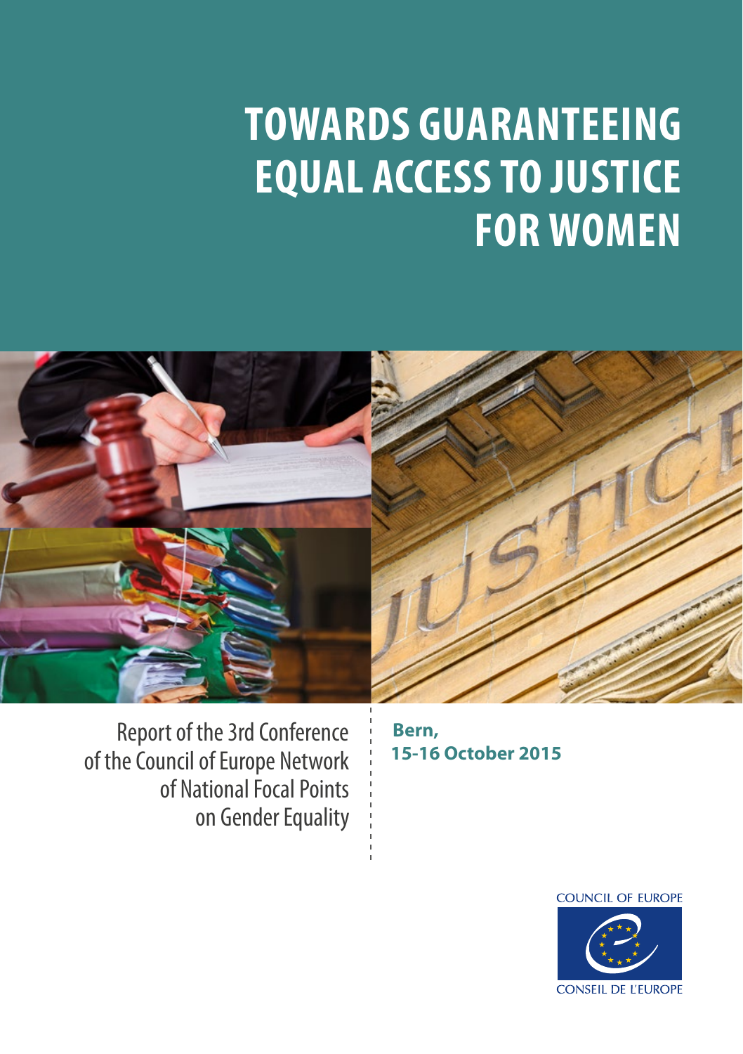# TOWARDS GUARANTEEING EQUAL ACCESS TO JUSTICE FOR WOMEN

Report of the 3rd Conference of the Council of Europe Network of National Focal Points on Gender Equality

**Bern,**
**15-16 October 2015**

COUNCIL OF EUROPE

CONSEIL DE L'EUROPE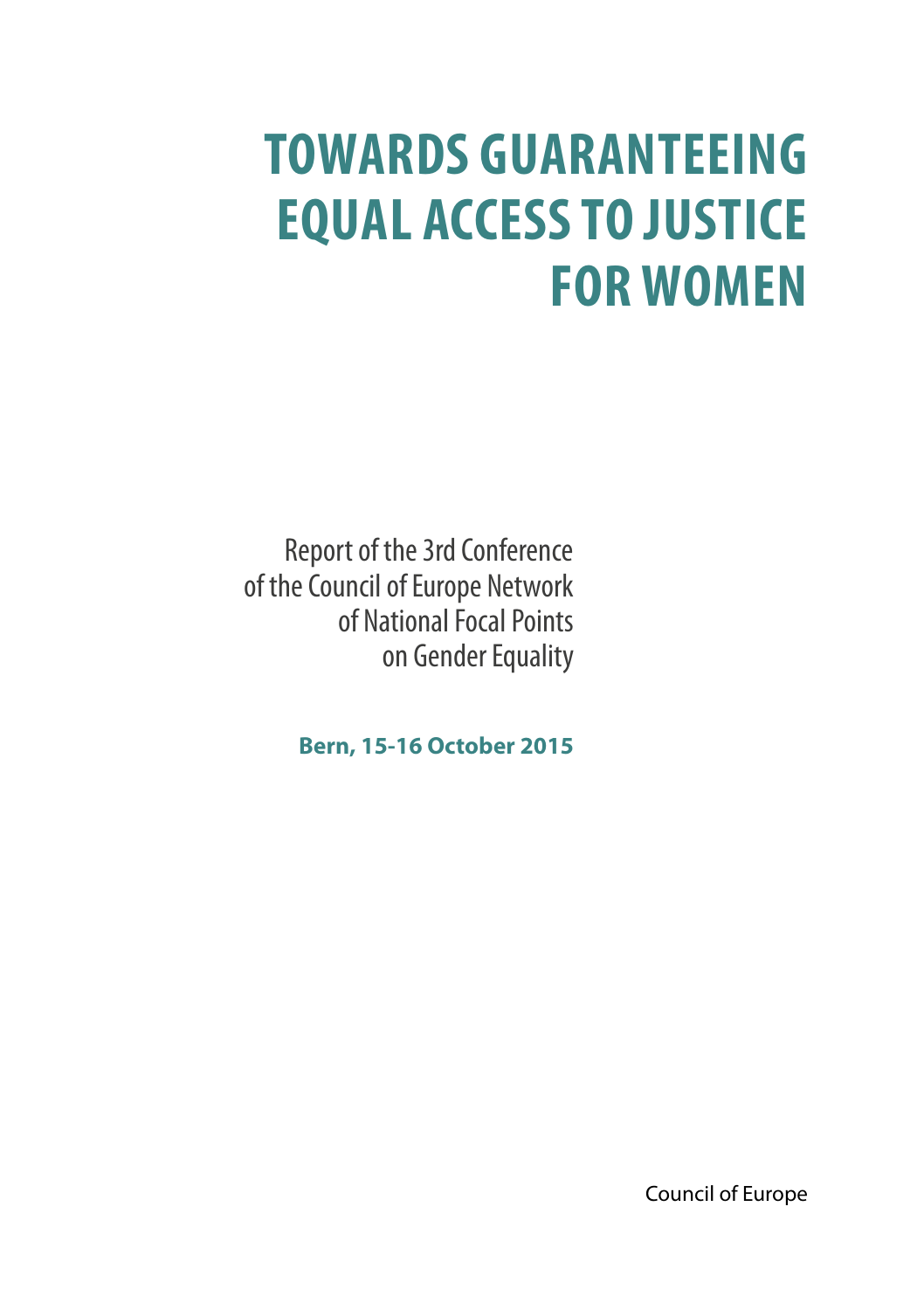# TOWARDS GUARANTEEING EQUAL ACCESS TO JUSTICE FOR WOMEN

Report of the 3rd Conference of the Council of Europe Network of National Focal Points on Gender Equality

**Bern, 15-16 October 2015**

Council of Europe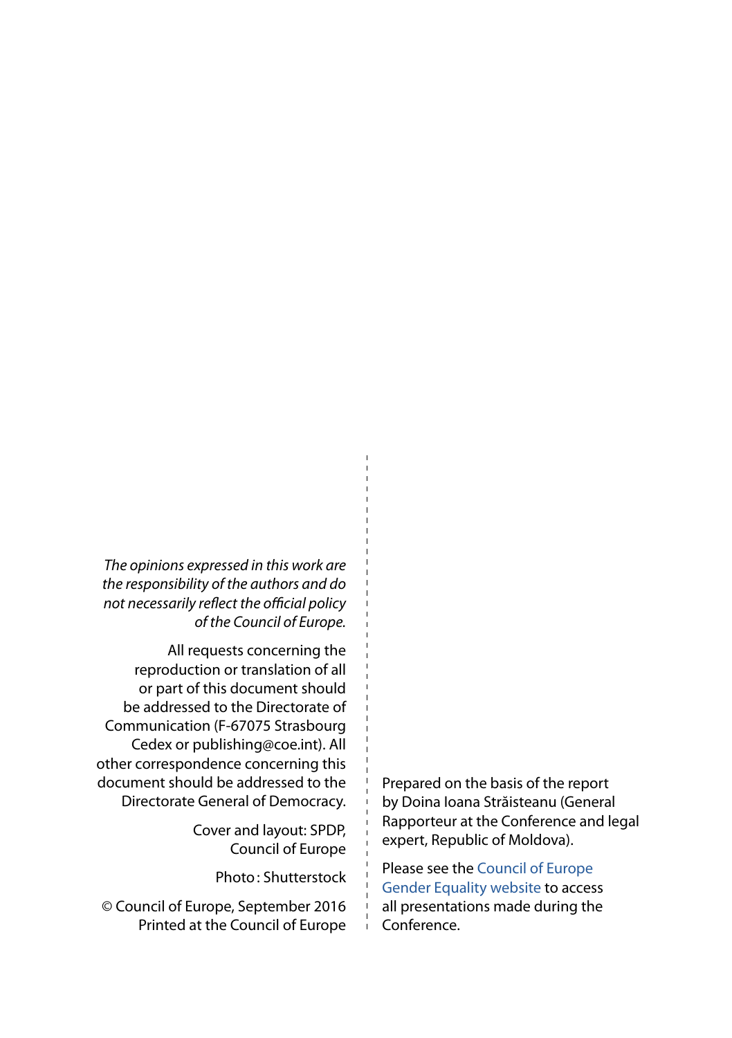*The opinions expressed in this work are the responsibility of the authors and do not necessarily reflect the official policy of the Council of Europe.*

All requests concerning the reproduction or translation of all or part of this document should be addressed to the Directorate of Communication (F-67075 Strasbourg Cedex or publishing@coe.int). All other correspondence concerning this document should be addressed to the Directorate General of Democracy.

Cover and layout: SPDP, Council of Europe

Photo : Shutterstock

© Council of Europe, September 2016
Printed at the Council of Europe

Prepared on the basis of the report by Doina Ioana Străisteanu (General Rapporteur at the Conference and legal expert, Republic of Moldova).

Please see the Council of Europe Gender Equality website to access all presentations made during the Conference.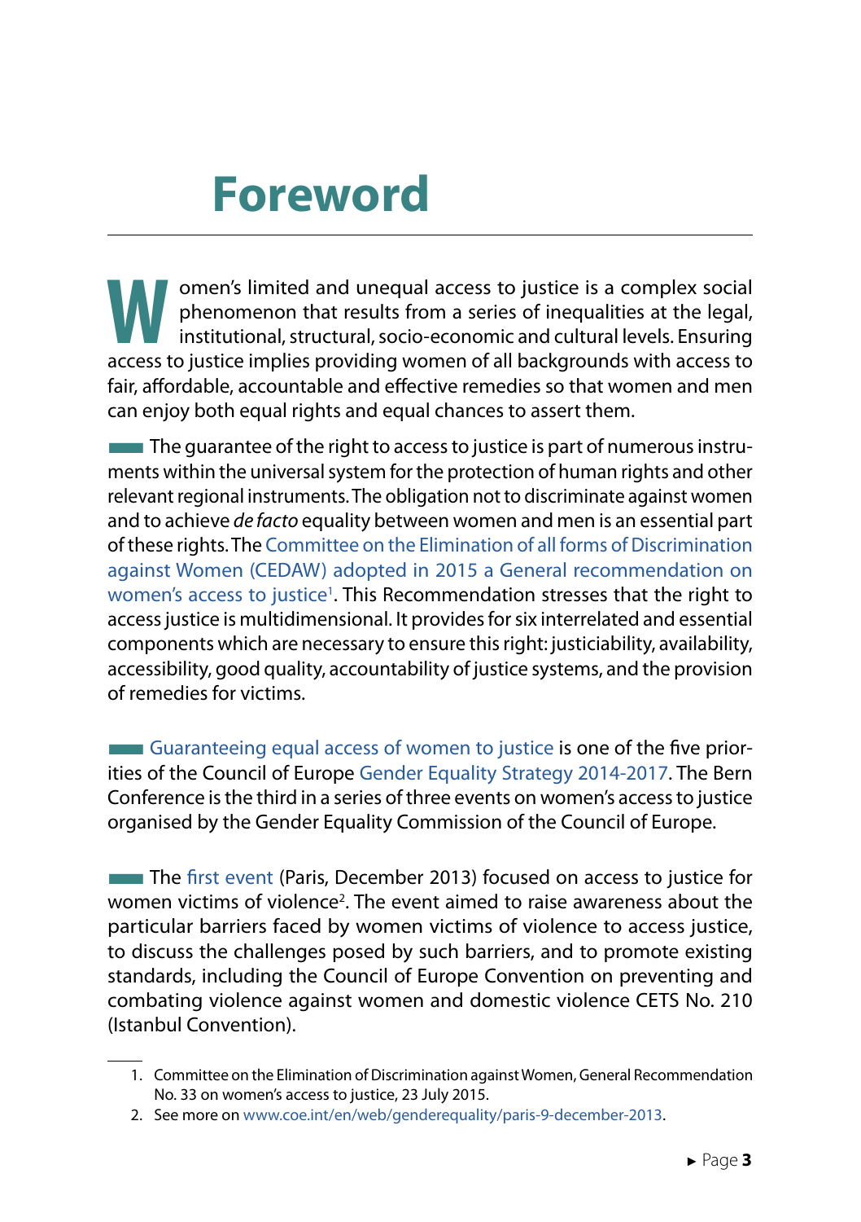# Foreword

Women's limited and unequal access to justice is a complex social phenomenon that results from a series of inequalities at the legal, institutional, structural, socio-economic and cultural levels. Ensuring access to justice implies providing women of all backgrounds with access to fair, affordable, accountable and effective remedies so that women and men can enjoy both equal rights and equal chances to assert them.

The guarantee of the right to access to justice is part of numerous instruments within the universal system for the protection of human rights and other relevant regional instruments. The obligation not to discriminate against women and to achieve *de facto* equality between women and men is an essential part of these rights. The Committee on the Elimination of all forms of Discrimination against Women (CEDAW) adopted in 2015 a General recommendation on women's access to justice[1]. This Recommendation stresses that the right to access justice is multidimensional. It provides for six interrelated and essential components which are necessary to ensure this right: justiciability, availability, accessibility, good quality, accountability of justice systems, and the provision of remedies for victims.

Guaranteeing equal access of women to justice is one of the five priorities of the Council of Europe Gender Equality Strategy 2014-2017. The Bern Conference is the third in a series of three events on women's access to justice organised by the Gender Equality Commission of the Council of Europe.

The first event (Paris, December 2013) focused on access to justice for women victims of violence[2]. The event aimed to raise awareness about the particular barriers faced by women victims of violence to access justice, to discuss the challenges posed by such barriers, and to promote existing standards, including the Council of Europe Convention on preventing and combating violence against women and domestic violence CETS No. 210 (Istanbul Convention).

---

1. Committee on the Elimination of Discrimination against Women, General Recommendation No. 33 on women's access to justice, 23 July 2015.
2. See more on www.coe.int/en/web/genderequality/paris-9-december-2013.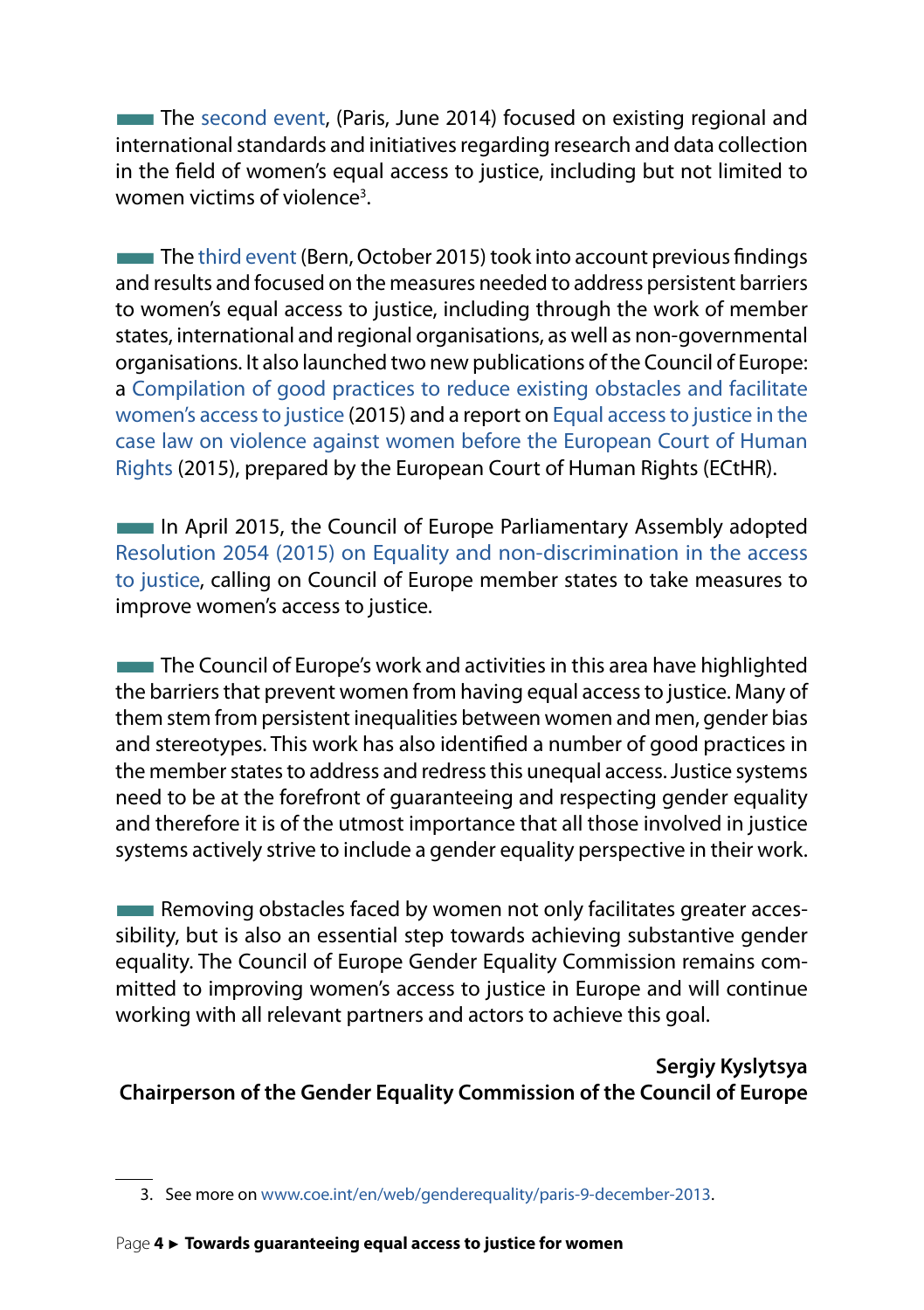The second event, (Paris, June 2014) focused on existing regional and international standards and initiatives regarding research and data collection in the field of women's equal access to justice, including but not limited to women victims of violence[3].

The third event (Bern, October 2015) took into account previous findings and results and focused on the measures needed to address persistent barriers to women's equal access to justice, including through the work of member states, international and regional organisations, as well as non-governmental organisations. It also launched two new publications of the Council of Europe: a Compilation of good practices to reduce existing obstacles and facilitate women's access to justice (2015) and a report on Equal access to justice in the case law on violence against women before the European Court of Human Rights (2015), prepared by the European Court of Human Rights (ECtHR).

In April 2015, the Council of Europe Parliamentary Assembly adopted Resolution 2054 (2015) on Equality and non-discrimination in the access to justice, calling on Council of Europe member states to take measures to improve women's access to justice.

The Council of Europe's work and activities in this area have highlighted the barriers that prevent women from having equal access to justice. Many of them stem from persistent inequalities between women and men, gender bias and stereotypes. This work has also identified a number of good practices in the member states to address and redress this unequal access. Justice systems need to be at the forefront of guaranteeing and respecting gender equality and therefore it is of the utmost importance that all those involved in justice systems actively strive to include a gender equality perspective in their work.

Removing obstacles faced by women not only facilitates greater accessibility, but is also an essential step towards achieving substantive gender equality. The Council of Europe Gender Equality Commission remains committed to improving women's access to justice in Europe and will continue working with all relevant partners and actors to achieve this goal.

**Sergiy Kyslytsya**
**Chairperson of the Gender Equality Commission of the Council of Europe**

---

3. See more on www.coe.int/en/web/genderequality/paris-9-december-2013.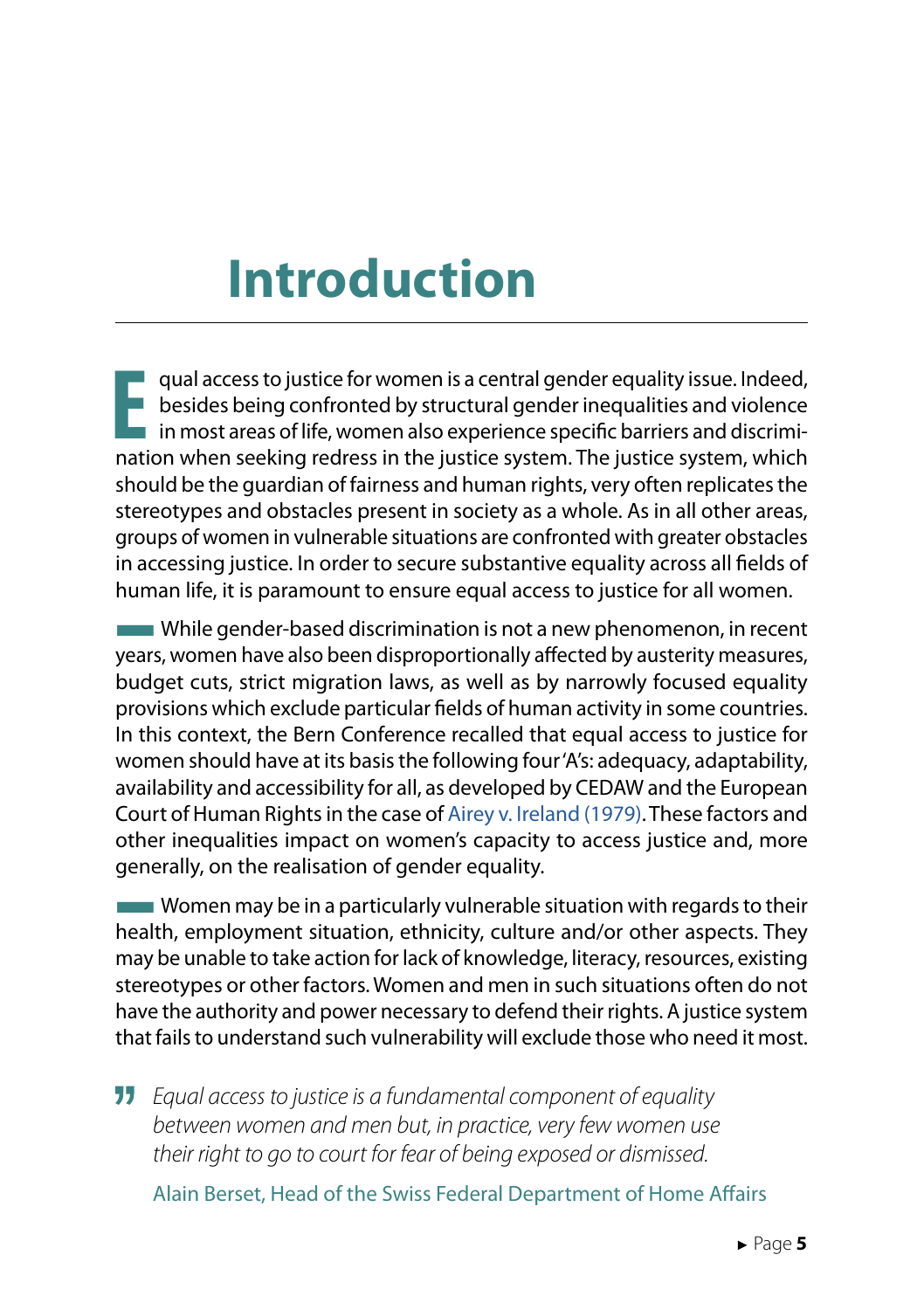# Introduction

Equal access to justice for women is a central gender equality issue. Indeed, besides being confronted by structural gender inequalities and violence in most areas of life, women also experience specific barriers and discrimination when seeking redress in the justice system. The justice system, which should be the guardian of fairness and human rights, very often replicates the stereotypes and obstacles present in society as a whole. As in all other areas, groups of women in vulnerable situations are confronted with greater obstacles in accessing justice. In order to secure substantive equality across all fields of human life, it is paramount to ensure equal access to justice for all women.

While gender-based discrimination is not a new phenomenon, in recent years, women have also been disproportionally affected by austerity measures, budget cuts, strict migration laws, as well as by narrowly focused equality provisions which exclude particular fields of human activity in some countries. In this context, the Bern Conference recalled that equal access to justice for women should have at its basis the following four 'A's: adequacy, adaptability, availability and accessibility for all, as developed by CEDAW and the European Court of Human Rights in the case of Airey v. Ireland (1979). These factors and other inequalities impact on women's capacity to access justice and, more generally, on the realisation of gender equality.

Women may be in a particularly vulnerable situation with regards to their health, employment situation, ethnicity, culture and/or other aspects. They may be unable to take action for lack of knowledge, literacy, resources, existing stereotypes or other factors. Women and men in such situations often do not have the authority and power necessary to defend their rights. A justice system that fails to understand such vulnerability will exclude those who need it most.

> *Equal access to justice is a fundamental component of equality between women and men but, in practice, very few women use their right to go to court for fear of being exposed or dismissed.*
>
> Alain Berset, Head of the Swiss Federal Department of Home Affairs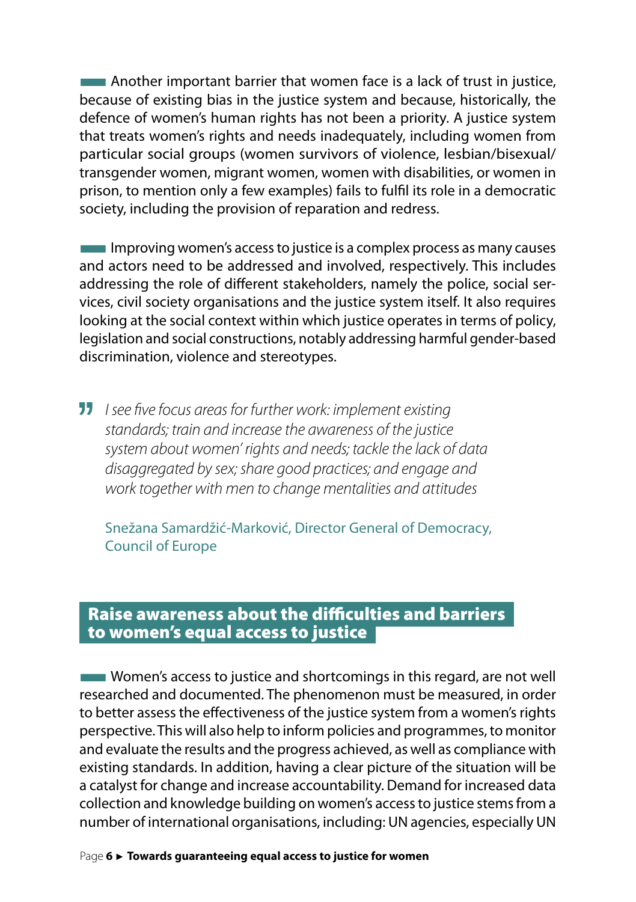Another important barrier that women face is a lack of trust in justice, because of existing bias in the justice system and because, historically, the defence of women's human rights has not been a priority. A justice system that treats women's rights and needs inadequately, including women from particular social groups (women survivors of violence, lesbian/bisexual/transgender women, migrant women, women with disabilities, or women in prison, to mention only a few examples) fails to fulfil its role in a democratic society, including the provision of reparation and redress.

Improving women's access to justice is a complex process as many causes and actors need to be addressed and involved, respectively. This includes addressing the role of different stakeholders, namely the police, social services, civil society organisations and the justice system itself. It also requires looking at the social context within which justice operates in terms of policy, legislation and social constructions, notably addressing harmful gender-based discrimination, violence and stereotypes.

> *I see five focus areas for further work: implement existing standards; train and increase the awareness of the justice system about women' rights and needs; tackle the lack of data disaggregated by sex; share good practices; and engage and work together with men to change mentalities and attitudes*
>
> Snežana Samardžić-Marković, Director General of Democracy, Council of Europe

## Raise awareness about the difficulties and barriers to women's equal access to justice

Women's access to justice and shortcomings in this regard, are not well researched and documented. The phenomenon must be measured, in order to better assess the effectiveness of the justice system from a women's rights perspective. This will also help to inform policies and programmes, to monitor and evaluate the results and the progress achieved, as well as compliance with existing standards. In addition, having a clear picture of the situation will be a catalyst for change and increase accountability. Demand for increased data collection and knowledge building on women's access to justice stems from a number of international organisations, including: UN agencies, especially UN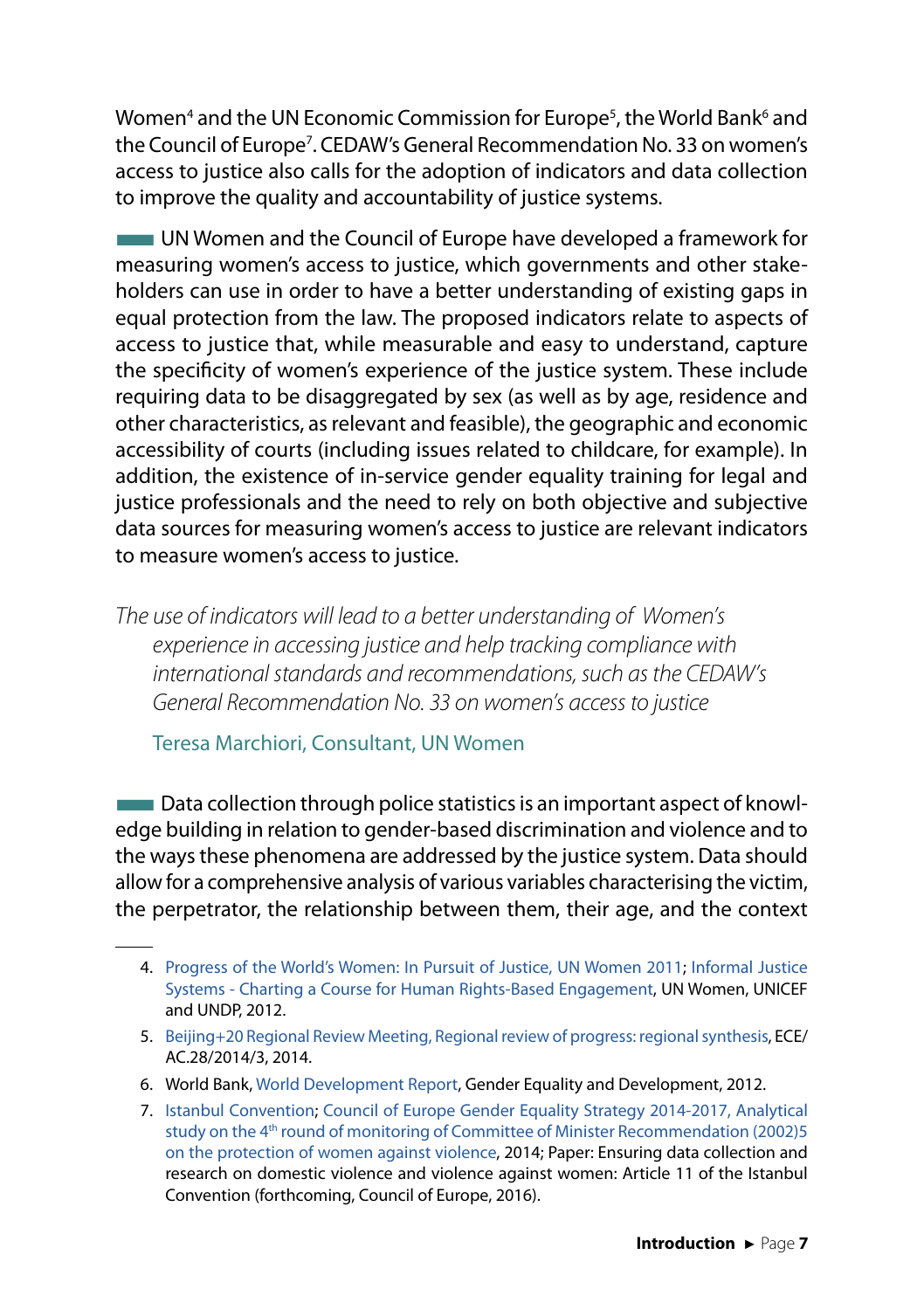Women[4] and the UN Economic Commission for Europe[5], the World Bank[6] and the Council of Europe[7]. CEDAW's General Recommendation No. 33 on women's access to justice also calls for the adoption of indicators and data collection to improve the quality and accountability of justice systems.

UN Women and the Council of Europe have developed a framework for measuring women's access to justice, which governments and other stakeholders can use in order to have a better understanding of existing gaps in equal protection from the law. The proposed indicators relate to aspects of access to justice that, while measurable and easy to understand, capture the specificity of women's experience of the justice system. These include requiring data to be disaggregated by sex (as well as by age, residence and other characteristics, as relevant and feasible), the geographic and economic accessibility of courts (including issues related to childcare, for example). In addition, the existence of in-service gender equality training for legal and justice professionals and the need to rely on both objective and subjective data sources for measuring women's access to justice are relevant indicators to measure women's access to justice.

*The use of indicators will lead to a better understanding of Women's experience in accessing justice and help tracking compliance with international standards and recommendations, such as the CEDAW's General Recommendation No. 33 on women's access to justice*

Teresa Marchiori, Consultant, UN Women

Data collection through police statistics is an important aspect of knowledge building in relation to gender-based discrimination and violence and to the ways these phenomena are addressed by the justice system. Data should allow for a comprehensive analysis of various variables characterising the victim, the perpetrator, the relationship between them, their age, and the context

---

4. Progress of the World's Women: In Pursuit of Justice, UN Women 2011; Informal Justice Systems - Charting a Course for Human Rights-Based Engagement, UN Women, UNICEF and UNDP, 2012.
5. Beijing+20 Regional Review Meeting, Regional review of progress: regional synthesis, ECE/AC.28/2014/3, 2014.
6. World Bank, World Development Report, Gender Equality and Development, 2012.
7. Istanbul Convention; Council of Europe Gender Equality Strategy 2014-2017, Analytical study on the 4th round of monitoring of Committee of Minister Recommendation (2002)5 on the protection of women against violence, 2014; Paper: Ensuring data collection and research on domestic violence and violence against women: Article 11 of the Istanbul Convention (forthcoming, Council of Europe, 2016).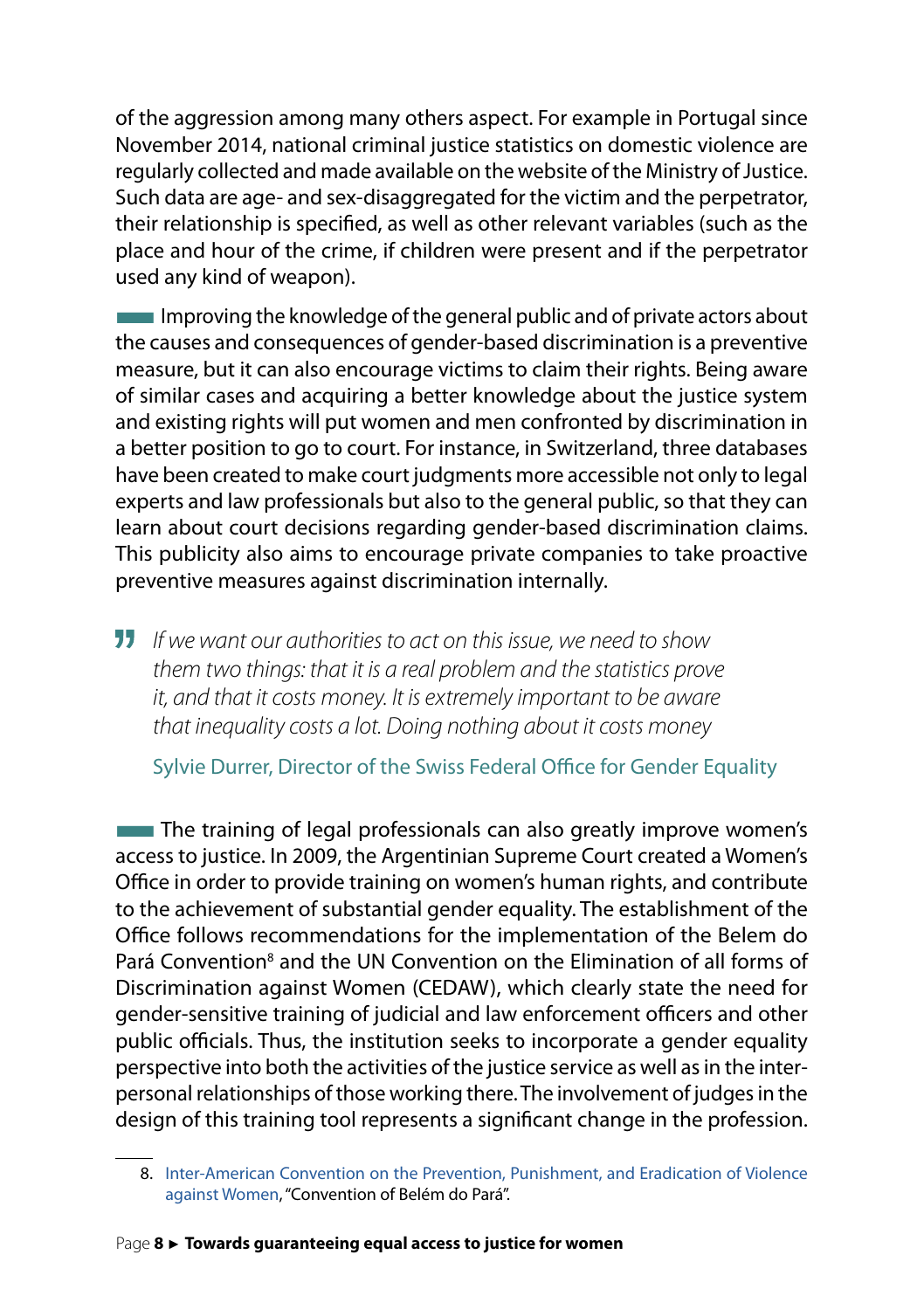of the aggression among many others aspect. For example in Portugal since November 2014, national criminal justice statistics on domestic violence are regularly collected and made available on the website of the Ministry of Justice. Such data are age- and sex-disaggregated for the victim and the perpetrator, their relationship is specified, as well as other relevant variables (such as the place and hour of the crime, if children were present and if the perpetrator used any kind of weapon).

Improving the knowledge of the general public and of private actors about the causes and consequences of gender-based discrimination is a preventive measure, but it can also encourage victims to claim their rights. Being aware of similar cases and acquiring a better knowledge about the justice system and existing rights will put women and men confronted by discrimination in a better position to go to court. For instance, in Switzerland, three databases have been created to make court judgments more accessible not only to legal experts and law professionals but also to the general public, so that they can learn about court decisions regarding gender-based discrimination claims. This publicity also aims to encourage private companies to take proactive preventive measures against discrimination internally.

> *If we want our authorities to act on this issue, we need to show them two things: that it is a real problem and the statistics prove it, and that it costs money. It is extremely important to be aware that inequality costs a lot. Doing nothing about it costs money*
>
> Sylvie Durrer, Director of the Swiss Federal Office for Gender Equality

The training of legal professionals can also greatly improve women's access to justice. In 2009, the Argentinian Supreme Court created a Women's Office in order to provide training on women's human rights, and contribute to the achievement of substantial gender equality. The establishment of the Office follows recommendations for the implementation of the Belem do Pará Convention[8] and the UN Convention on the Elimination of all forms of Discrimination against Women (CEDAW), which clearly state the need for gender-sensitive training of judicial and law enforcement officers and other public officials. Thus, the institution seeks to incorporate a gender equality perspective into both the activities of the justice service as well as in the interpersonal relationships of those working there. The involvement of judges in the design of this training tool represents a significant change in the profession.

8. Inter-American Convention on the Prevention, Punishment, and Eradication of Violence against Women, "Convention of Belém do Pará".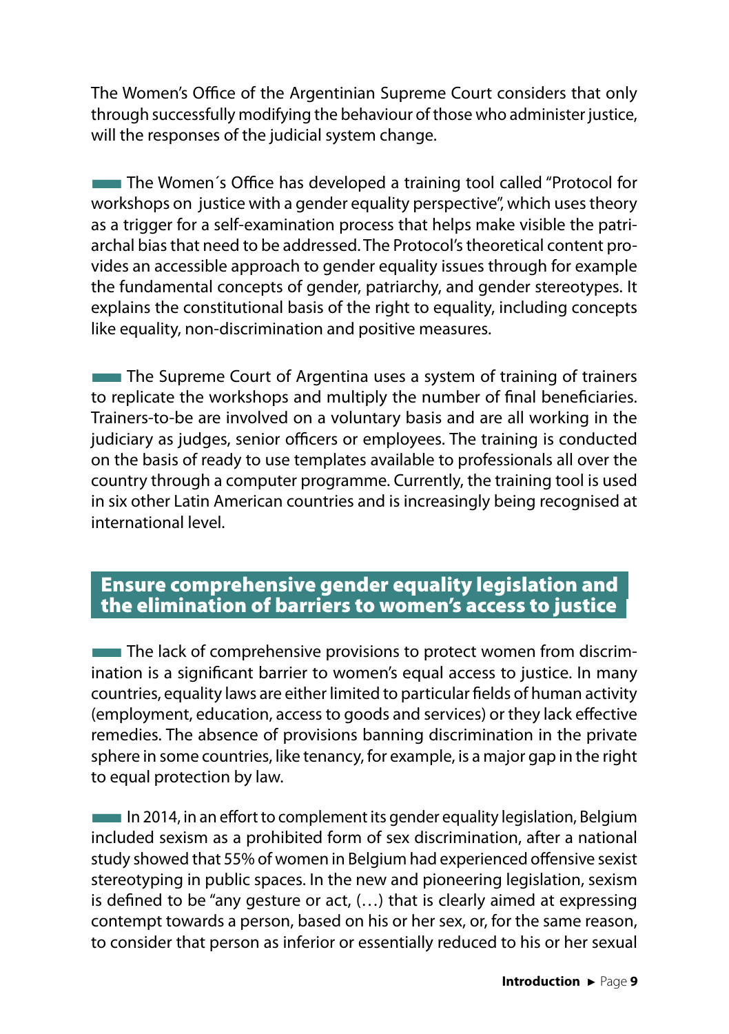The Women's Office of the Argentinian Supreme Court considers that only through successfully modifying the behaviour of those who administer justice, will the responses of the judicial system change.

The Women´s Office has developed a training tool called "Protocol for workshops on justice with a gender equality perspective", which uses theory as a trigger for a self-examination process that helps make visible the patriarchal bias that need to be addressed. The Protocol's theoretical content provides an accessible approach to gender equality issues through for example the fundamental concepts of gender, patriarchy, and gender stereotypes. It explains the constitutional basis of the right to equality, including concepts like equality, non-discrimination and positive measures.

The Supreme Court of Argentina uses a system of training of trainers to replicate the workshops and multiply the number of final beneficiaries. Trainers-to-be are involved on a voluntary basis and are all working in the judiciary as judges, senior officers or employees. The training is conducted on the basis of ready to use templates available to professionals all over the country through a computer programme. Currently, the training tool is used in six other Latin American countries and is increasingly being recognised at international level.

## Ensure comprehensive gender equality legislation and the elimination of barriers to women's access to justice

The lack of comprehensive provisions to protect women from discrimination is a significant barrier to women's equal access to justice. In many countries, equality laws are either limited to particular fields of human activity (employment, education, access to goods and services) or they lack effective remedies. The absence of provisions banning discrimination in the private sphere in some countries, like tenancy, for example, is a major gap in the right to equal protection by law.

In 2014, in an effort to complement its gender equality legislation, Belgium included sexism as a prohibited form of sex discrimination, after a national study showed that 55% of women in Belgium had experienced offensive sexist stereotyping in public spaces. In the new and pioneering legislation, sexism is defined to be "any gesture or act, (…) that is clearly aimed at expressing contempt towards a person, based on his or her sex, or, for the same reason, to consider that person as inferior or essentially reduced to his or her sexual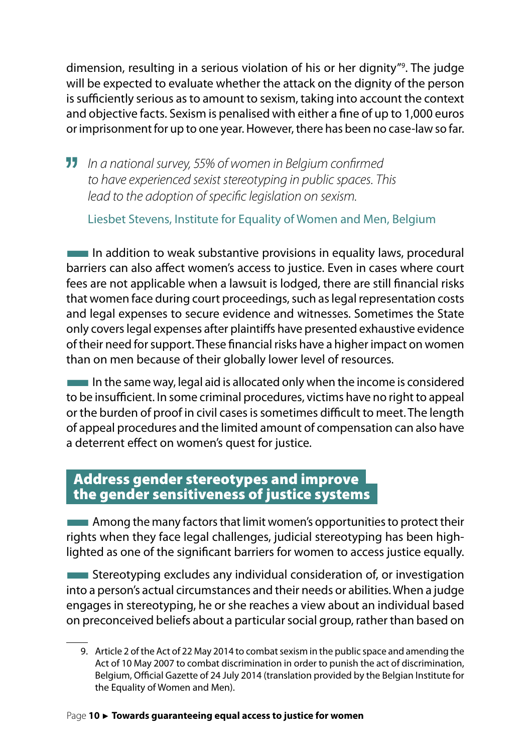dimension, resulting in a serious violation of his or her dignity"[9]. The judge will be expected to evaluate whether the attack on the dignity of the person is sufficiently serious as to amount to sexism, taking into account the context and objective facts. Sexism is penalised with either a fine of up to 1,000 euros or imprisonment for up to one year. However, there has been no case-law so far.

> *In a national survey, 55% of women in Belgium confirmed to have experienced sexist stereotyping in public spaces. This lead to the adoption of specific legislation on sexism.*
>
> Liesbet Stevens, Institute for Equality of Women and Men, Belgium

In addition to weak substantive provisions in equality laws, procedural barriers can also affect women's access to justice. Even in cases where court fees are not applicable when a lawsuit is lodged, there are still financial risks that women face during court proceedings, such as legal representation costs and legal expenses to secure evidence and witnesses. Sometimes the State only covers legal expenses after plaintiffs have presented exhaustive evidence of their need for support. These financial risks have a higher impact on women than on men because of their globally lower level of resources.

In the same way, legal aid is allocated only when the income is considered to be insufficient. In some criminal procedures, victims have no right to appeal or the burden of proof in civil cases is sometimes difficult to meet. The length of appeal procedures and the limited amount of compensation can also have a deterrent effect on women's quest for justice.

## Address gender stereotypes and improve the gender sensitiveness of justice systems

Among the many factors that limit women's opportunities to protect their rights when they face legal challenges, judicial stereotyping has been highlighted as one of the significant barriers for women to access justice equally.

Stereotyping excludes any individual consideration of, or investigation into a person's actual circumstances and their needs or abilities. When a judge engages in stereotyping, he or she reaches a view about an individual based on preconceived beliefs about a particular social group, rather than based on

9. Article 2 of the Act of 22 May 2014 to combat sexism in the public space and amending the Act of 10 May 2007 to combat discrimination in order to punish the act of discrimination, Belgium, Official Gazette of 24 July 2014 (translation provided by the Belgian Institute for the Equality of Women and Men).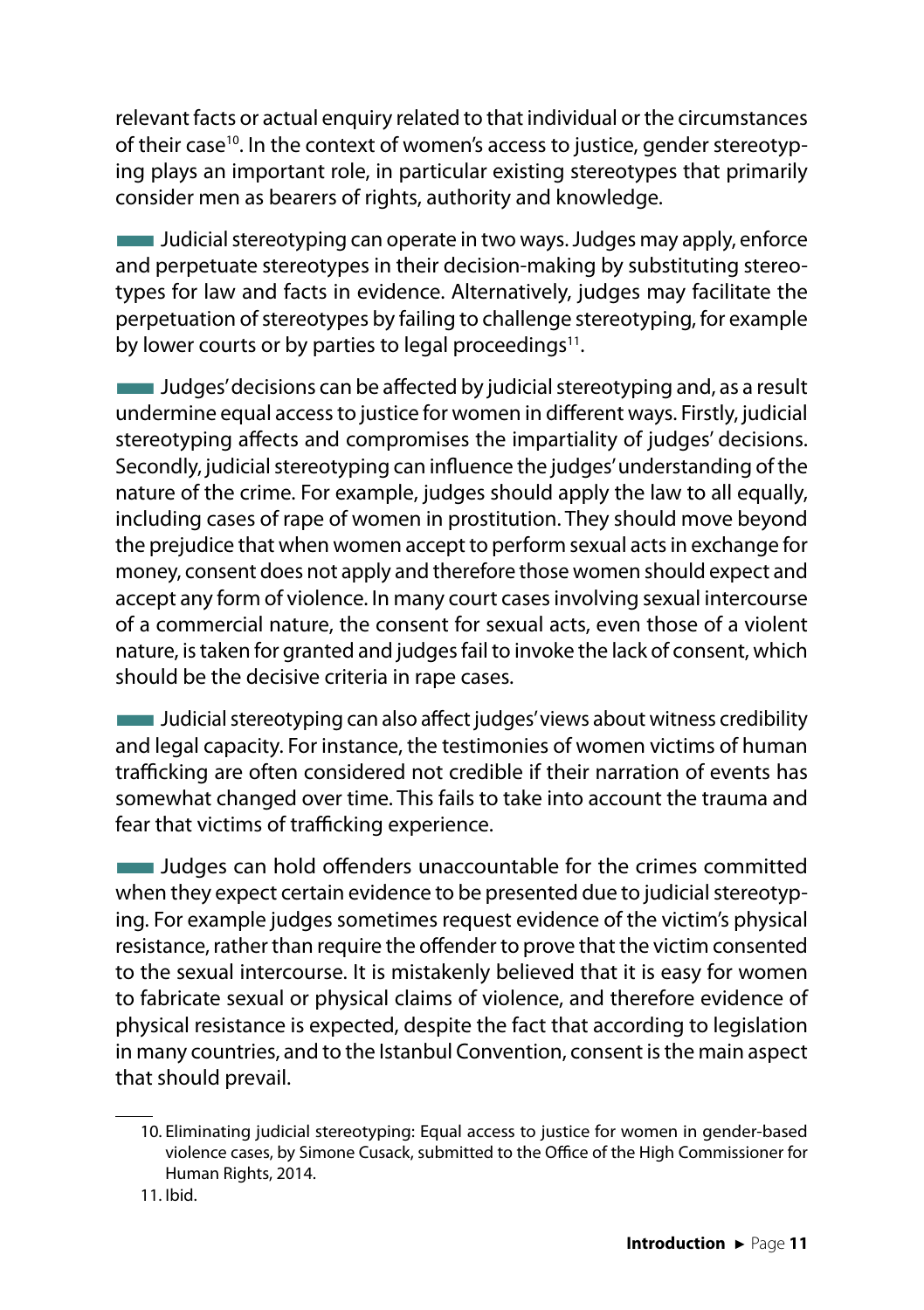relevant facts or actual enquiry related to that individual or the circumstances of their case[10]. In the context of women's access to justice, gender stereotyping plays an important role, in particular existing stereotypes that primarily consider men as bearers of rights, authority and knowledge.

Judicial stereotyping can operate in two ways. Judges may apply, enforce and perpetuate stereotypes in their decision-making by substituting stereotypes for law and facts in evidence. Alternatively, judges may facilitate the perpetuation of stereotypes by failing to challenge stereotyping, for example by lower courts or by parties to legal proceedings[11].

Judges' decisions can be affected by judicial stereotyping and, as a result undermine equal access to justice for women in different ways. Firstly, judicial stereotyping affects and compromises the impartiality of judges' decisions. Secondly, judicial stereotyping can influence the judges' understanding of the nature of the crime. For example, judges should apply the law to all equally, including cases of rape of women in prostitution. They should move beyond the prejudice that when women accept to perform sexual acts in exchange for money, consent does not apply and therefore those women should expect and accept any form of violence. In many court cases involving sexual intercourse of a commercial nature, the consent for sexual acts, even those of a violent nature, is taken for granted and judges fail to invoke the lack of consent, which should be the decisive criteria in rape cases.

Judicial stereotyping can also affect judges' views about witness credibility and legal capacity. For instance, the testimonies of women victims of human trafficking are often considered not credible if their narration of events has somewhat changed over time. This fails to take into account the trauma and fear that victims of trafficking experience.

Judges can hold offenders unaccountable for the crimes committed when they expect certain evidence to be presented due to judicial stereotyping. For example judges sometimes request evidence of the victim's physical resistance, rather than require the offender to prove that the victim consented to the sexual intercourse. It is mistakenly believed that it is easy for women to fabricate sexual or physical claims of violence, and therefore evidence of physical resistance is expected, despite the fact that according to legislation in many countries, and to the Istanbul Convention, consent is the main aspect that should prevail.

---

10. Eliminating judicial stereotyping: Equal access to justice for women in gender-based violence cases, by Simone Cusack, submitted to the Office of the High Commissioner for Human Rights, 2014.

11. Ibid.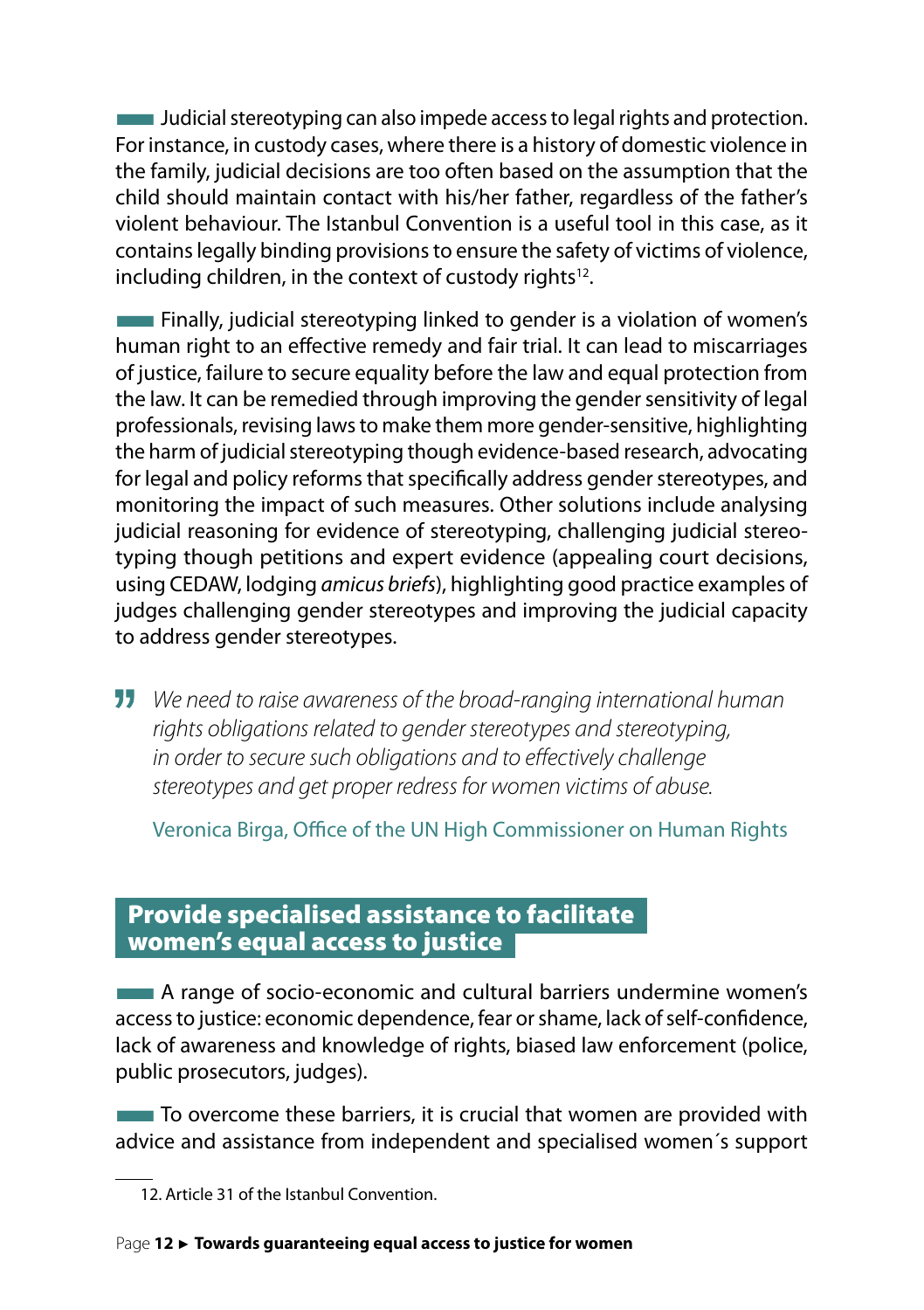Judicial stereotyping can also impede access to legal rights and protection. For instance, in custody cases, where there is a history of domestic violence in the family, judicial decisions are too often based on the assumption that the child should maintain contact with his/her father, regardless of the father's violent behaviour. The Istanbul Convention is a useful tool in this case, as it contains legally binding provisions to ensure the safety of victims of violence, including children, in the context of custody rights[12].

Finally, judicial stereotyping linked to gender is a violation of women's human right to an effective remedy and fair trial. It can lead to miscarriages of justice, failure to secure equality before the law and equal protection from the law. It can be remedied through improving the gender sensitivity of legal professionals, revising laws to make them more gender-sensitive, highlighting the harm of judicial stereotyping though evidence-based research, advocating for legal and policy reforms that specifically address gender stereotypes, and monitoring the impact of such measures. Other solutions include analysing judicial reasoning for evidence of stereotyping, challenging judicial stereotyping though petitions and expert evidence (appealing court decisions, using CEDAW, lodging *amicus briefs*), highlighting good practice examples of judges challenging gender stereotypes and improving the judicial capacity to address gender stereotypes.

> *We need to raise awareness of the broad-ranging international human rights obligations related to gender stereotypes and stereotyping, in order to secure such obligations and to effectively challenge stereotypes and get proper redress for women victims of abuse.*
>
> Veronica Birga, Office of the UN High Commissioner on Human Rights

## Provide specialised assistance to facilitate women's equal access to justice

A range of socio-economic and cultural barriers undermine women's access to justice: economic dependence, fear or shame, lack of self-confidence, lack of awareness and knowledge of rights, biased law enforcement (police, public prosecutors, judges).

To overcome these barriers, it is crucial that women are provided with advice and assistance from independent and specialised women´s support

12. Article 31 of the Istanbul Convention.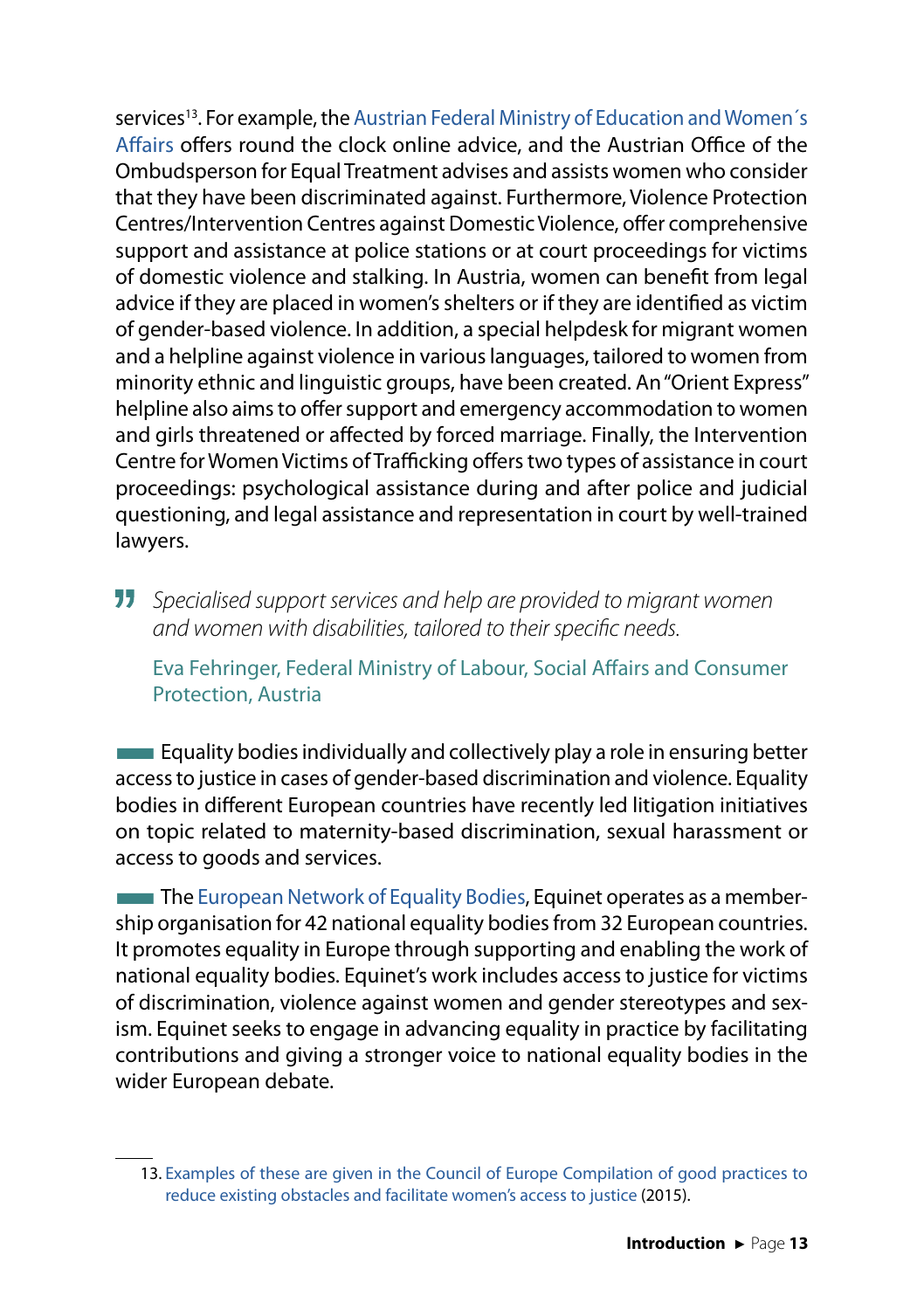services[13]. For example, the Austrian Federal Ministry of Education and Women´s Affairs offers round the clock online advice, and the Austrian Office of the Ombudsperson for Equal Treatment advises and assists women who consider that they have been discriminated against. Furthermore, Violence Protection Centres/Intervention Centres against Domestic Violence, offer comprehensive support and assistance at police stations or at court proceedings for victims of domestic violence and stalking. In Austria, women can benefit from legal advice if they are placed in women's shelters or if they are identified as victim of gender-based violence. In addition, a special helpdesk for migrant women and a helpline against violence in various languages, tailored to women from minority ethnic and linguistic groups, have been created. An "Orient Express" helpline also aims to offer support and emergency accommodation to women and girls threatened or affected by forced marriage. Finally, the Intervention Centre for Women Victims of Trafficking offers two types of assistance in court proceedings: psychological assistance during and after police and judicial questioning, and legal assistance and representation in court by well-trained lawyers.

> *Specialised support services and help are provided to migrant women and women with disabilities, tailored to their specific needs.*
>
> Eva Fehringer, Federal Ministry of Labour, Social Affairs and Consumer Protection, Austria

Equality bodies individually and collectively play a role in ensuring better access to justice in cases of gender-based discrimination and violence. Equality bodies in different European countries have recently led litigation initiatives on topic related to maternity-based discrimination, sexual harassment or access to goods and services.

The European Network of Equality Bodies, Equinet operates as a membership organisation for 42 national equality bodies from 32 European countries. It promotes equality in Europe through supporting and enabling the work of national equality bodies. Equinet's work includes access to justice for victims of discrimination, violence against women and gender stereotypes and sexism. Equinet seeks to engage in advancing equality in practice by facilitating contributions and giving a stronger voice to national equality bodies in the wider European debate.

---

13. Examples of these are given in the Council of Europe Compilation of good practices to reduce existing obstacles and facilitate women's access to justice (2015).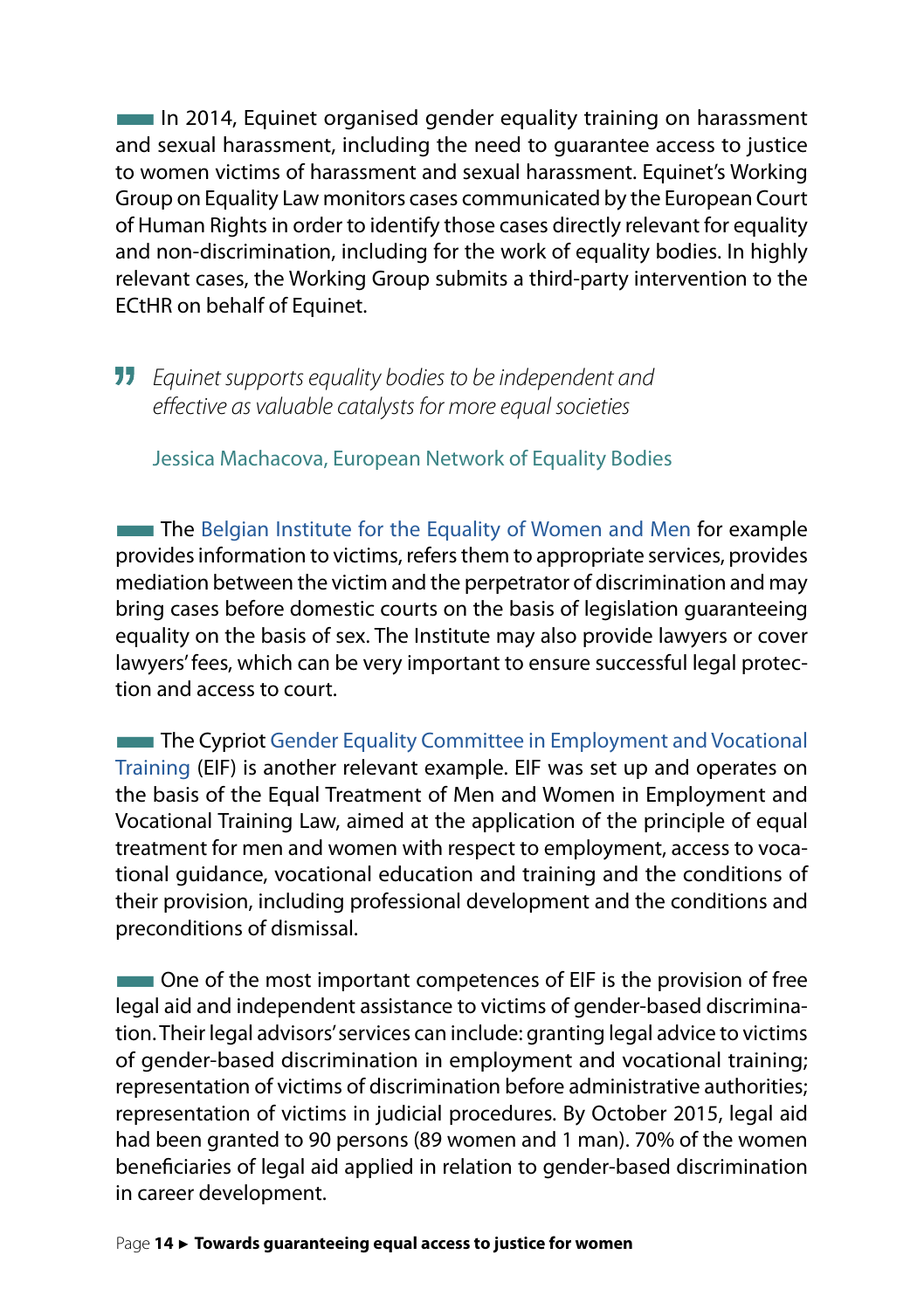In 2014, Equinet organised gender equality training on harassment and sexual harassment, including the need to guarantee access to justice to women victims of harassment and sexual harassment. Equinet's Working Group on Equality Law monitors cases communicated by the European Court of Human Rights in order to identify those cases directly relevant for equality and non-discrimination, including for the work of equality bodies. In highly relevant cases, the Working Group submits a third-party intervention to the ECtHR on behalf of Equinet.

> *Equinet supports equality bodies to be independent and effective as valuable catalysts for more equal societies*
>
> Jessica Machacova, European Network of Equality Bodies

The Belgian Institute for the Equality of Women and Men for example provides information to victims, refers them to appropriate services, provides mediation between the victim and the perpetrator of discrimination and may bring cases before domestic courts on the basis of legislation guaranteeing equality on the basis of sex. The Institute may also provide lawyers or cover lawyers' fees, which can be very important to ensure successful legal protection and access to court.

The Cypriot Gender Equality Committee in Employment and Vocational Training (EIF) is another relevant example. EIF was set up and operates on the basis of the Equal Treatment of Men and Women in Employment and Vocational Training Law, aimed at the application of the principle of equal treatment for men and women with respect to employment, access to vocational guidance, vocational education and training and the conditions of their provision, including professional development and the conditions and preconditions of dismissal.

One of the most important competences of EIF is the provision of free legal aid and independent assistance to victims of gender-based discrimination. Their legal advisors' services can include: granting legal advice to victims of gender-based discrimination in employment and vocational training; representation of victims of discrimination before administrative authorities; representation of victims in judicial procedures. By October 2015, legal aid had been granted to 90 persons (89 women and 1 man). 70% of the women beneficiaries of legal aid applied in relation to gender-based discrimination in career development.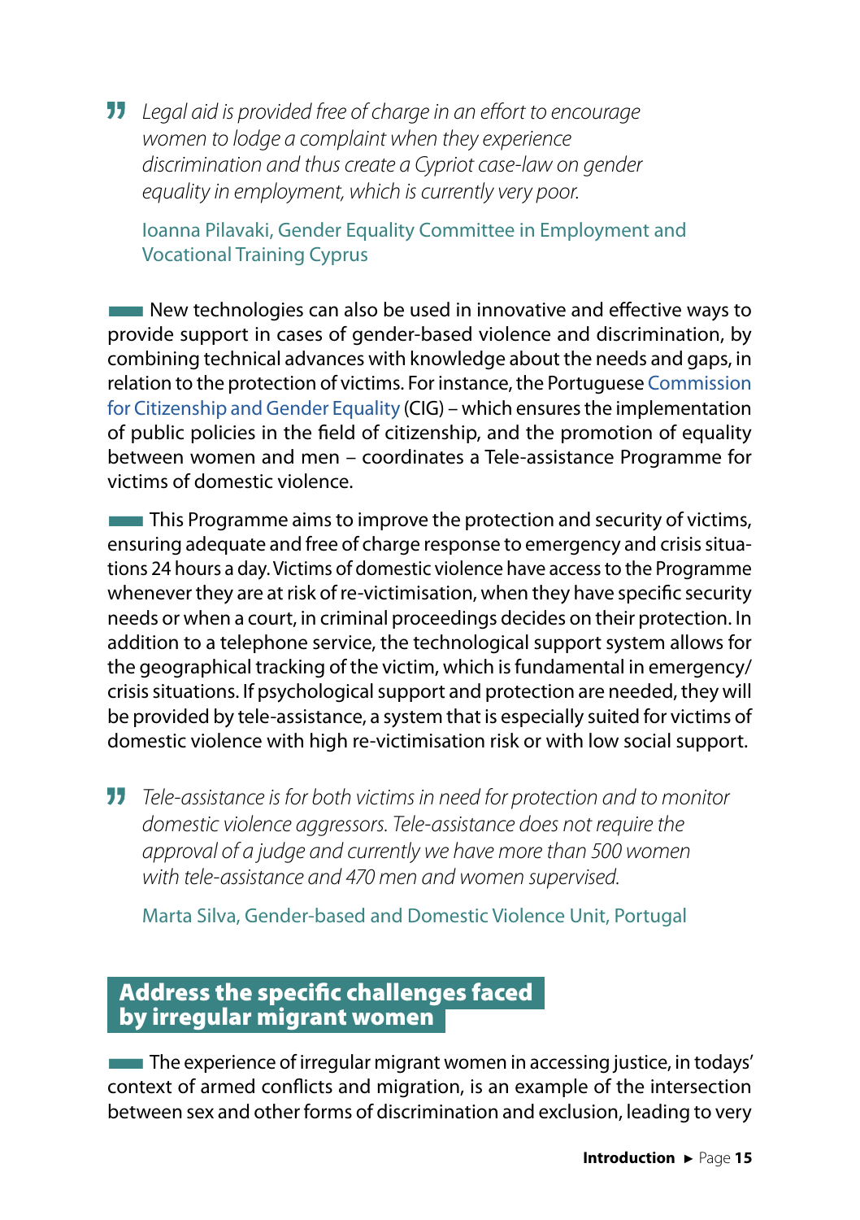> *Legal aid is provided free of charge in an effort to encourage women to lodge a complaint when they experience discrimination and thus create a Cypriot case-law on gender equality in employment, which is currently very poor.*
>
> Ioanna Pilavaki, Gender Equality Committee in Employment and Vocational Training Cyprus

New technologies can also be used in innovative and effective ways to provide support in cases of gender-based violence and discrimination, by combining technical advances with knowledge about the needs and gaps, in relation to the protection of victims. For instance, the Portuguese Commission for Citizenship and Gender Equality (CIG) – which ensures the implementation of public policies in the field of citizenship, and the promotion of equality between women and men – coordinates a Tele-assistance Programme for victims of domestic violence.

This Programme aims to improve the protection and security of victims, ensuring adequate and free of charge response to emergency and crisis situations 24 hours a day. Victims of domestic violence have access to the Programme whenever they are at risk of re-victimisation, when they have specific security needs or when a court, in criminal proceedings decides on their protection. In addition to a telephone service, the technological support system allows for the geographical tracking of the victim, which is fundamental in emergency/crisis situations. If psychological support and protection are needed, they will be provided by tele-assistance, a system that is especially suited for victims of domestic violence with high re-victimisation risk or with low social support.

> *Tele-assistance is for both victims in need for protection and to monitor domestic violence aggressors. Tele-assistance does not require the approval of a judge and currently we have more than 500 women with tele-assistance and 470 men and women supervised.*
>
> Marta Silva, Gender-based and Domestic Violence Unit, Portugal

## Address the specific challenges faced by irregular migrant women

The experience of irregular migrant women in accessing justice, in todays' context of armed conflicts and migration, is an example of the intersection between sex and other forms of discrimination and exclusion, leading to very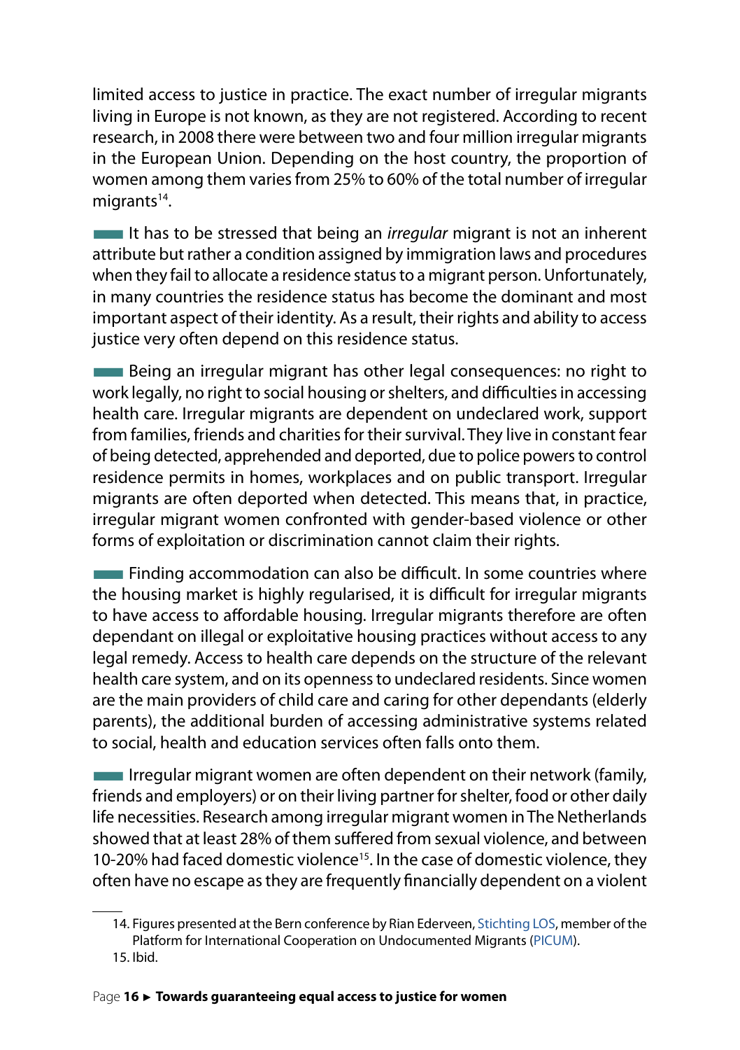limited access to justice in practice. The exact number of irregular migrants living in Europe is not known, as they are not registered. According to recent research, in 2008 there were between two and four million irregular migrants in the European Union. Depending on the host country, the proportion of women among them varies from 25% to 60% of the total number of irregular migrants[14].

It has to be stressed that being an *irregular* migrant is not an inherent attribute but rather a condition assigned by immigration laws and procedures when they fail to allocate a residence status to a migrant person. Unfortunately, in many countries the residence status has become the dominant and most important aspect of their identity. As a result, their rights and ability to access justice very often depend on this residence status.

Being an irregular migrant has other legal consequences: no right to work legally, no right to social housing or shelters, and difficulties in accessing health care. Irregular migrants are dependent on undeclared work, support from families, friends and charities for their survival. They live in constant fear of being detected, apprehended and deported, due to police powers to control residence permits in homes, workplaces and on public transport. Irregular migrants are often deported when detected. This means that, in practice, irregular migrant women confronted with gender-based violence or other forms of exploitation or discrimination cannot claim their rights.

Finding accommodation can also be difficult. In some countries where the housing market is highly regularised, it is difficult for irregular migrants to have access to affordable housing. Irregular migrants therefore are often dependant on illegal or exploitative housing practices without access to any legal remedy. Access to health care depends on the structure of the relevant health care system, and on its openness to undeclared residents. Since women are the main providers of child care and caring for other dependants (elderly parents), the additional burden of accessing administrative systems related to social, health and education services often falls onto them.

Irregular migrant women are often dependent on their network (family, friends and employers) or on their living partner for shelter, food or other daily life necessities. Research among irregular migrant women in The Netherlands showed that at least 28% of them suffered from sexual violence, and between 10-20% had faced domestic violence[15]. In the case of domestic violence, they often have no escape as they are frequently financially dependent on a violent

---

14. Figures presented at the Bern conference by Rian Ederveen, Stichting LOS, member of the Platform for International Cooperation on Undocumented Migrants (PICUM).
15. Ibid.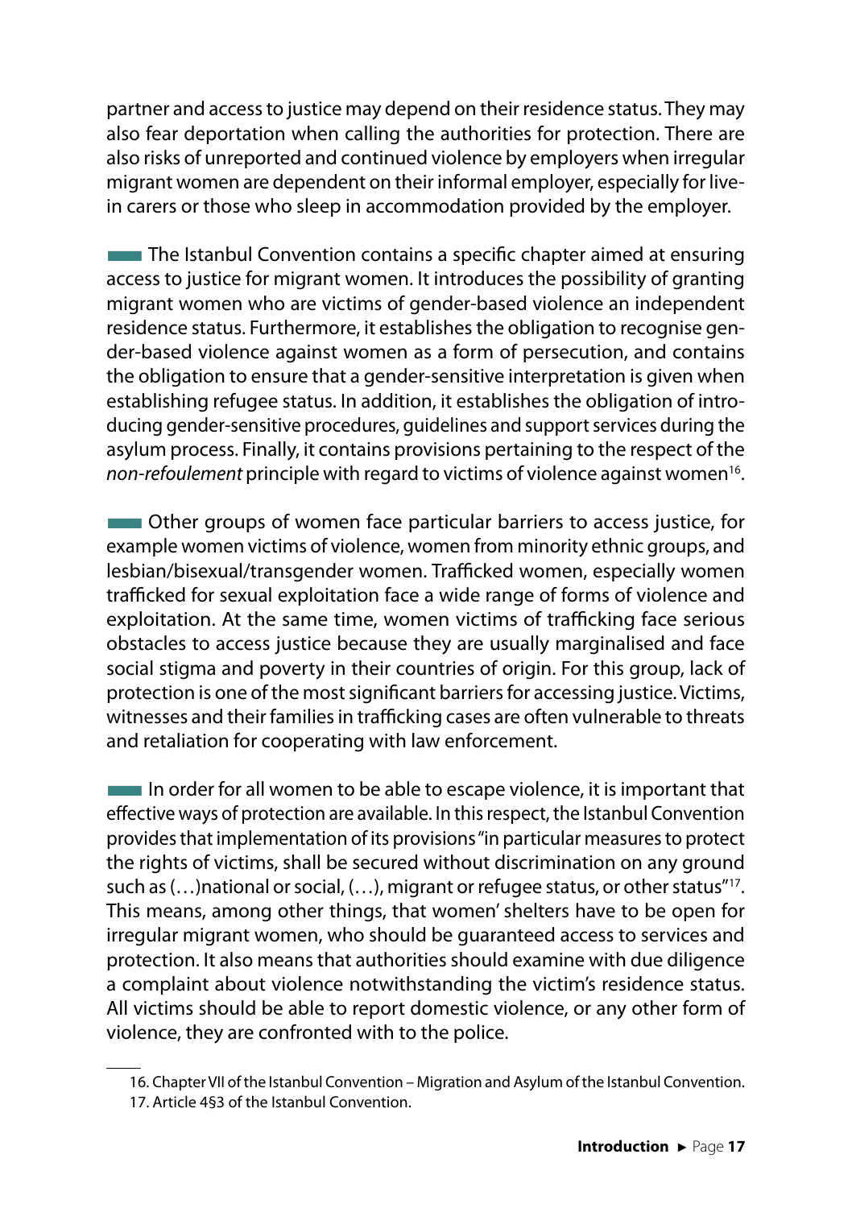partner and access to justice may depend on their residence status. They may also fear deportation when calling the authorities for protection. There are also risks of unreported and continued violence by employers when irregular migrant women are dependent on their informal employer, especially for live-in carers or those who sleep in accommodation provided by the employer.

The Istanbul Convention contains a specific chapter aimed at ensuring access to justice for migrant women. It introduces the possibility of granting migrant women who are victims of gender-based violence an independent residence status. Furthermore, it establishes the obligation to recognise gender-based violence against women as a form of persecution, and contains the obligation to ensure that a gender-sensitive interpretation is given when establishing refugee status. In addition, it establishes the obligation of introducing gender-sensitive procedures, guidelines and support services during the asylum process. Finally, it contains provisions pertaining to the respect of the *non-refoulement* principle with regard to victims of violence against women[16].

Other groups of women face particular barriers to access justice, for example women victims of violence, women from minority ethnic groups, and lesbian/bisexual/transgender women. Trafficked women, especially women trafficked for sexual exploitation face a wide range of forms of violence and exploitation. At the same time, women victims of trafficking face serious obstacles to access justice because they are usually marginalised and face social stigma and poverty in their countries of origin. For this group, lack of protection is one of the most significant barriers for accessing justice. Victims, witnesses and their families in trafficking cases are often vulnerable to threats and retaliation for cooperating with law enforcement.

In order for all women to be able to escape violence, it is important that effective ways of protection are available. In this respect, the Istanbul Convention provides that implementation of its provisions "in particular measures to protect the rights of victims, shall be secured without discrimination on any ground such as (…)national or social, (…), migrant or refugee status, or other status"[17]. This means, among other things, that women' shelters have to be open for irregular migrant women, who should be guaranteed access to services and protection. It also means that authorities should examine with due diligence a complaint about violence notwithstanding the victim's residence status. All victims should be able to report domestic violence, or any other form of violence, they are confronted with to the police.

16. Chapter VII of the Istanbul Convention – Migration and Asylum of the Istanbul Convention.

17. Article 4§3 of the Istanbul Convention.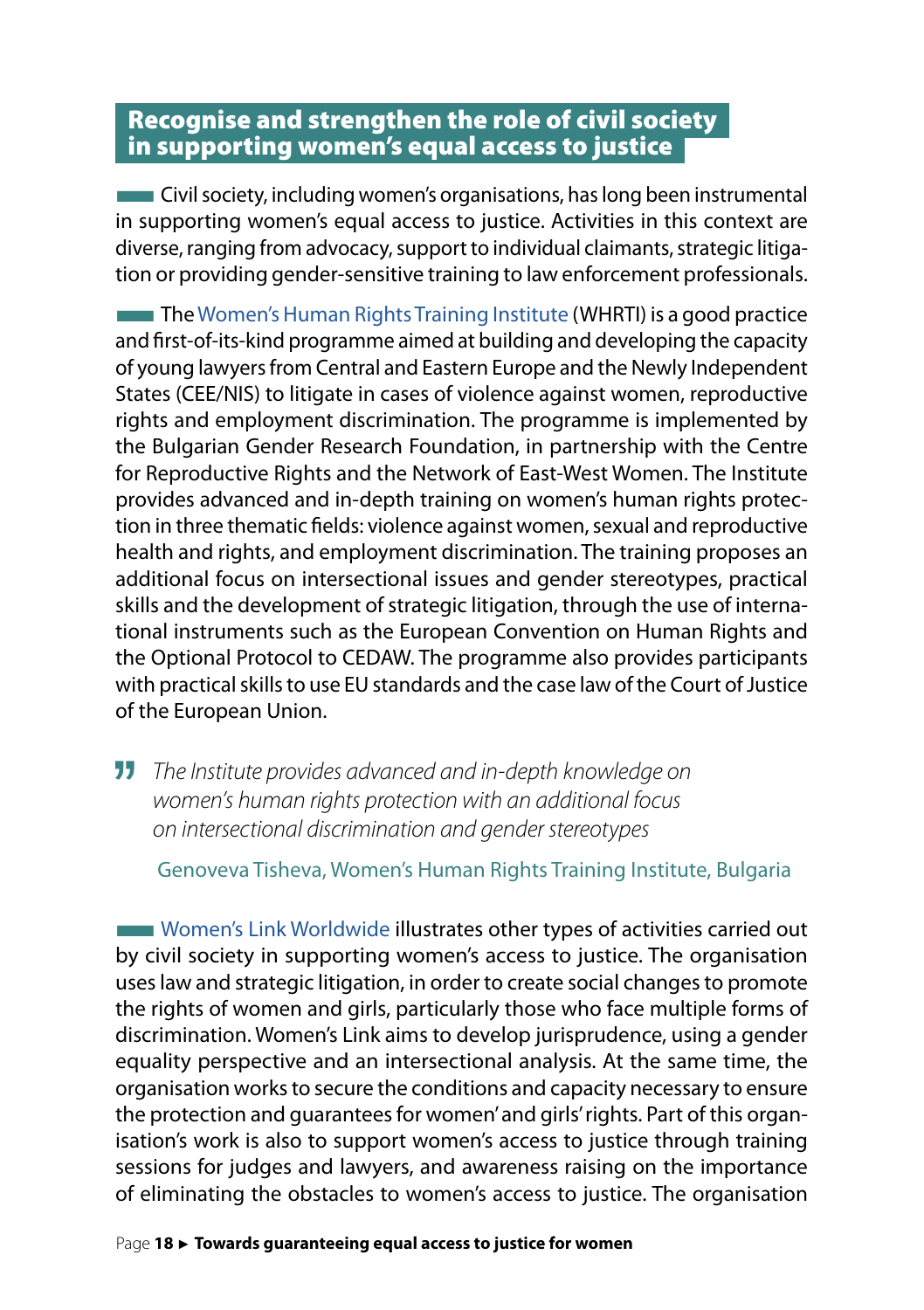## Recognise and strengthen the role of civil society in supporting women's equal access to justice

Civil society, including women's organisations, has long been instrumental in supporting women's equal access to justice. Activities in this context are diverse, ranging from advocacy, support to individual claimants, strategic litigation or providing gender-sensitive training to law enforcement professionals.

The Women's Human Rights Training Institute (WHRTI) is a good practice and first-of-its-kind programme aimed at building and developing the capacity of young lawyers from Central and Eastern Europe and the Newly Independent States (CEE/NIS) to litigate in cases of violence against women, reproductive rights and employment discrimination. The programme is implemented by the Bulgarian Gender Research Foundation, in partnership with the Centre for Reproductive Rights and the Network of East-West Women. The Institute provides advanced and in-depth training on women's human rights protection in three thematic fields: violence against women, sexual and reproductive health and rights, and employment discrimination. The training proposes an additional focus on intersectional issues and gender stereotypes, practical skills and the development of strategic litigation, through the use of international instruments such as the European Convention on Human Rights and the Optional Protocol to CEDAW. The programme also provides participants with practical skills to use EU standards and the case law of the Court of Justice of the European Union.

> *The Institute provides advanced and in-depth knowledge on women's human rights protection with an additional focus on intersectional discrimination and gender stereotypes*
>
> Genoveva Tisheva, Women's Human Rights Training Institute, Bulgaria

Women's Link Worldwide illustrates other types of activities carried out by civil society in supporting women's access to justice. The organisation uses law and strategic litigation, in order to create social changes to promote the rights of women and girls, particularly those who face multiple forms of discrimination. Women's Link aims to develop jurisprudence, using a gender equality perspective and an intersectional analysis. At the same time, the organisation works to secure the conditions and capacity necessary to ensure the protection and guarantees for women' and girls' rights. Part of this organisation's work is also to support women's access to justice through training sessions for judges and lawyers, and awareness raising on the importance of eliminating the obstacles to women's access to justice. The organisation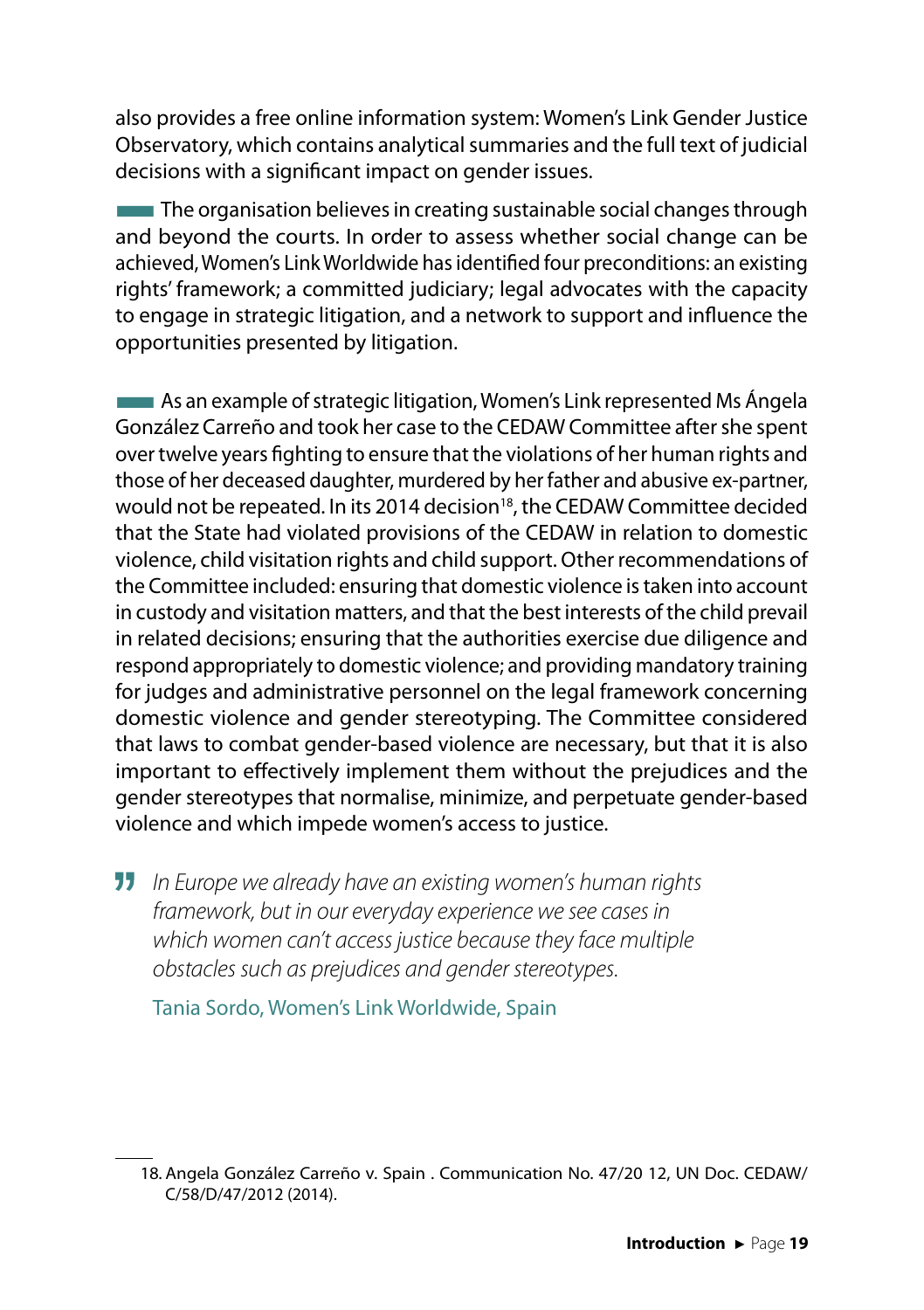also provides a free online information system: Women's Link Gender Justice Observatory, which contains analytical summaries and the full text of judicial decisions with a significant impact on gender issues.

The organisation believes in creating sustainable social changes through and beyond the courts. In order to assess whether social change can be achieved, Women's Link Worldwide has identified four preconditions: an existing rights' framework; a committed judiciary; legal advocates with the capacity to engage in strategic litigation, and a network to support and influence the opportunities presented by litigation.

As an example of strategic litigation, Women's Link represented Ms Ángela González Carreño and took her case to the CEDAW Committee after she spent over twelve years fighting to ensure that the violations of her human rights and those of her deceased daughter, murdered by her father and abusive ex-partner, would not be repeated. In its 2014 decision[18], the CEDAW Committee decided that the State had violated provisions of the CEDAW in relation to domestic violence, child visitation rights and child support. Other recommendations of the Committee included: ensuring that domestic violence is taken into account in custody and visitation matters, and that the best interests of the child prevail in related decisions; ensuring that the authorities exercise due diligence and respond appropriately to domestic violence; and providing mandatory training for judges and administrative personnel on the legal framework concerning domestic violence and gender stereotyping. The Committee considered that laws to combat gender-based violence are necessary, but that it is also important to effectively implement them without the prejudices and the gender stereotypes that normalise, minimize, and perpetuate gender-based violence and which impede women's access to justice.

> *In Europe we already have an existing women's human rights framework, but in our everyday experience we see cases in which women can't access justice because they face multiple obstacles such as prejudices and gender stereotypes.*
>
> Tania Sordo, Women's Link Worldwide, Spain

18. Angela González Carreño v. Spain . Communication No. 47/20 12, UN Doc. CEDAW/C/58/D/47/2012 (2014).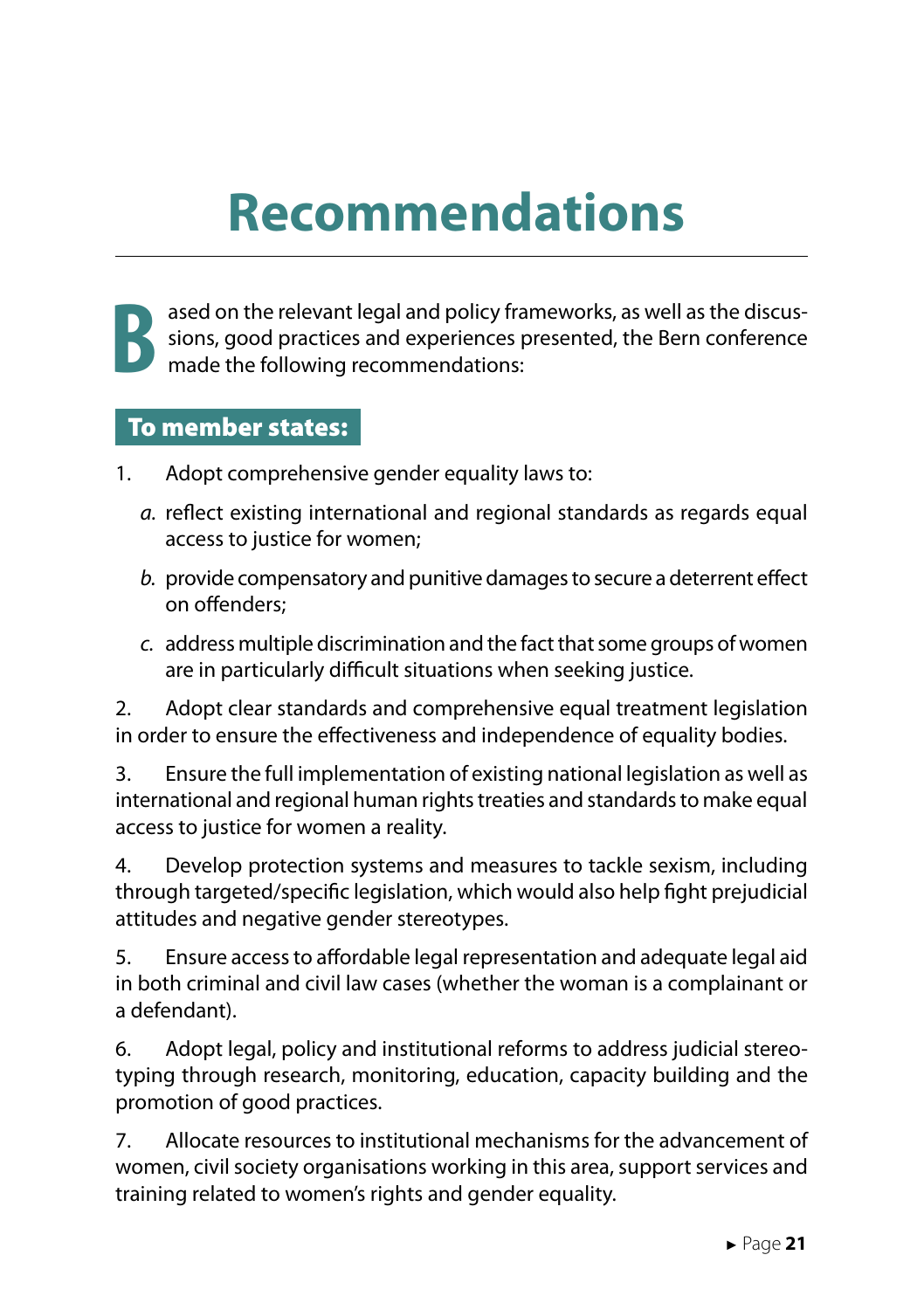# Recommendations

Based on the relevant legal and policy frameworks, as well as the discussions, good practices and experiences presented, the Bern conference made the following recommendations:

## To member states:

1. Adopt comprehensive gender equality laws to:

   *a.* reflect existing international and regional standards as regards equal access to justice for women;

   *b.* provide compensatory and punitive damages to secure a deterrent effect on offenders;

   *c.* address multiple discrimination and the fact that some groups of women are in particularly difficult situations when seeking justice.

2. Adopt clear standards and comprehensive equal treatment legislation in order to ensure the effectiveness and independence of equality bodies.

3. Ensure the full implementation of existing national legislation as well as international and regional human rights treaties and standards to make equal access to justice for women a reality.

4. Develop protection systems and measures to tackle sexism, including through targeted/specific legislation, which would also help fight prejudicial attitudes and negative gender stereotypes.

5. Ensure access to affordable legal representation and adequate legal aid in both criminal and civil law cases (whether the woman is a complainant or a defendant).

6. Adopt legal, policy and institutional reforms to address judicial stereotyping through research, monitoring, education, capacity building and the promotion of good practices.

7. Allocate resources to institutional mechanisms for the advancement of women, civil society organisations working in this area, support services and training related to women's rights and gender equality.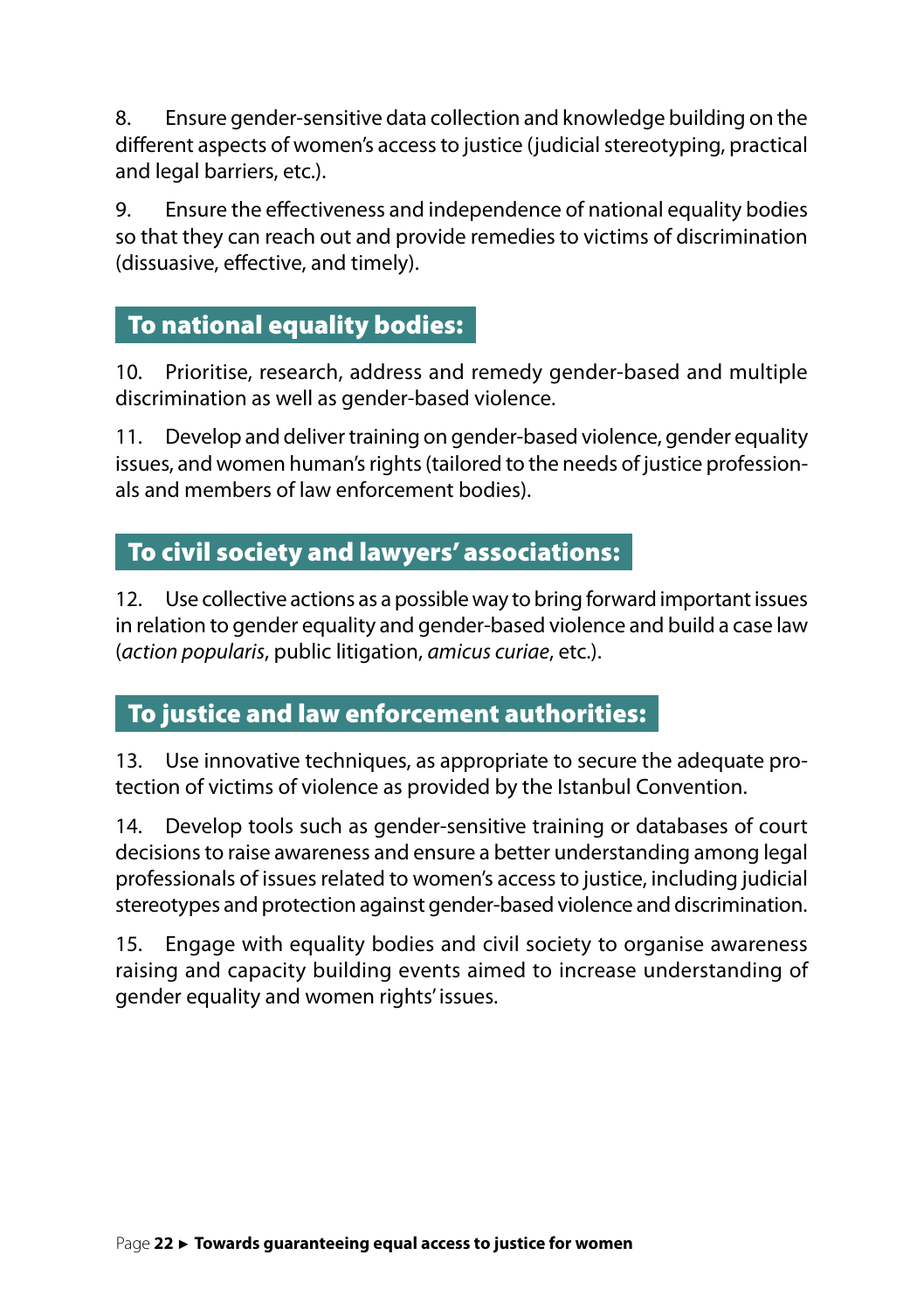8. Ensure gender-sensitive data collection and knowledge building on the different aspects of women's access to justice (judicial stereotyping, practical and legal barriers, etc.).

9. Ensure the effectiveness and independence of national equality bodies so that they can reach out and provide remedies to victims of discrimination (dissuasive, effective, and timely).

## To national equality bodies:

10. Prioritise, research, address and remedy gender-based and multiple discrimination as well as gender-based violence.

11. Develop and deliver training on gender-based violence, gender equality issues, and women human's rights (tailored to the needs of justice professionals and members of law enforcement bodies).

## To civil society and lawyers' associations:

12. Use collective actions as a possible way to bring forward important issues in relation to gender equality and gender-based violence and build a case law (*action popularis*, public litigation, *amicus curiae*, etc.).

## To justice and law enforcement authorities:

13. Use innovative techniques, as appropriate to secure the adequate protection of victims of violence as provided by the Istanbul Convention.

14. Develop tools such as gender-sensitive training or databases of court decisions to raise awareness and ensure a better understanding among legal professionals of issues related to women's access to justice, including judicial stereotypes and protection against gender-based violence and discrimination.

15. Engage with equality bodies and civil society to organise awareness raising and capacity building events aimed to increase understanding of gender equality and women rights' issues.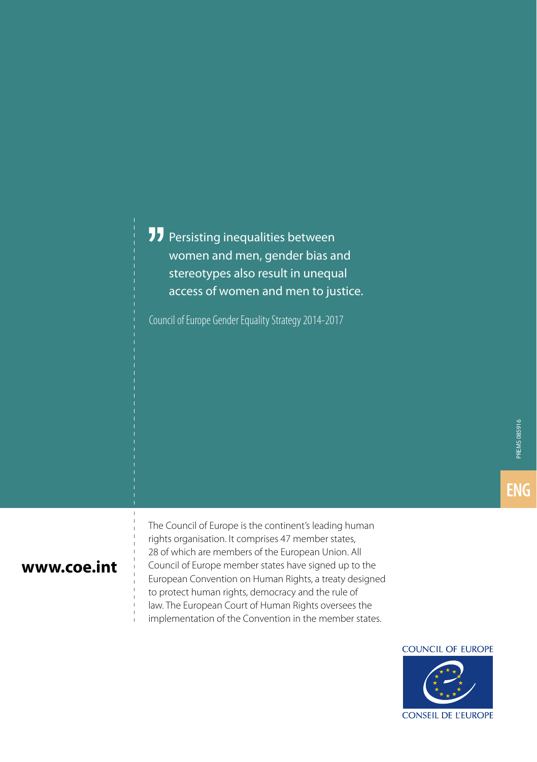> Persisting inequalities between women and men, gender bias and stereotypes also result in unequal access of women and men to justice.

Council of Europe Gender Equality Strategy 2014-2017

PREMS 085916

ENG

**www.coe.int**

The Council of Europe is the continent's leading human rights organisation. It comprises 47 member states, 28 of which are members of the European Union. All Council of Europe member states have signed up to the European Convention on Human Rights, a treaty designed to protect human rights, democracy and the rule of law. The European Court of Human Rights oversees the implementation of the Convention in the member states.

COUNCIL OF EUROPE

CONSEIL DE L'EUROPE